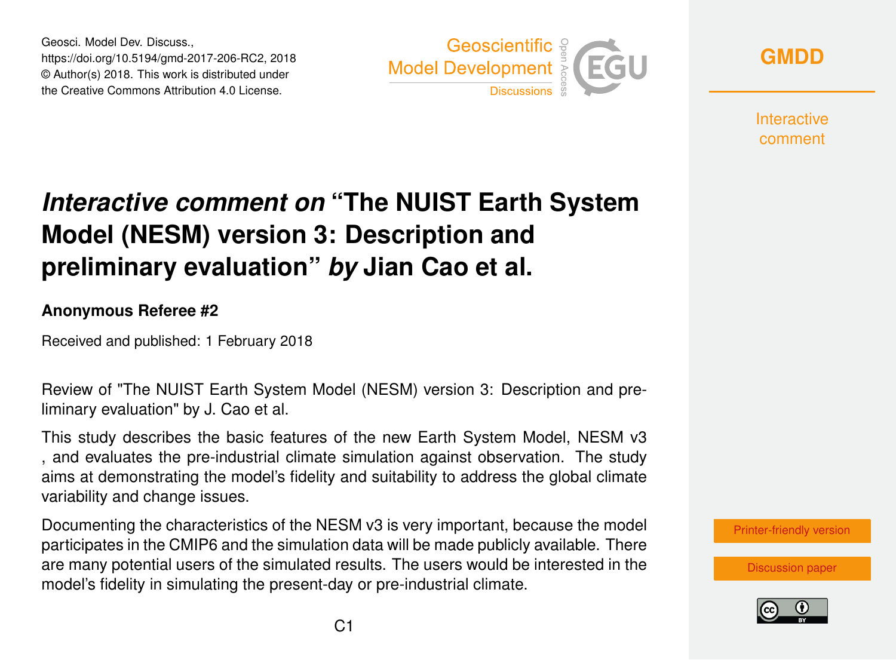# *Interactive comment on* "The NUIST Earth System Model (NESM) version 3: Description and preliminary evaluation" *by* Jian Cao et al.

**Anonymous Referee #2**

Received and published: 1 February 2018

Review of "The NUIST Earth System Model (NESM) version 3: Description and preliminary evaluation" by J. Cao et al.

This study describes the basic features of the new Earth System Model, NESM v3 , and evaluates the pre-industrial climate simulation against observation. The study aims at demonstrating the model's fidelity and suitability to address the global climate variability and change issues.

Documenting the characteristics of the NESM v3 is very important, because the model participates in the CMIP6 and the simulation data will be made publicly available. There are many potential users of the simulated results. The users would be interested in the model's fidelity in simulating the present-day or pre-industrial climate.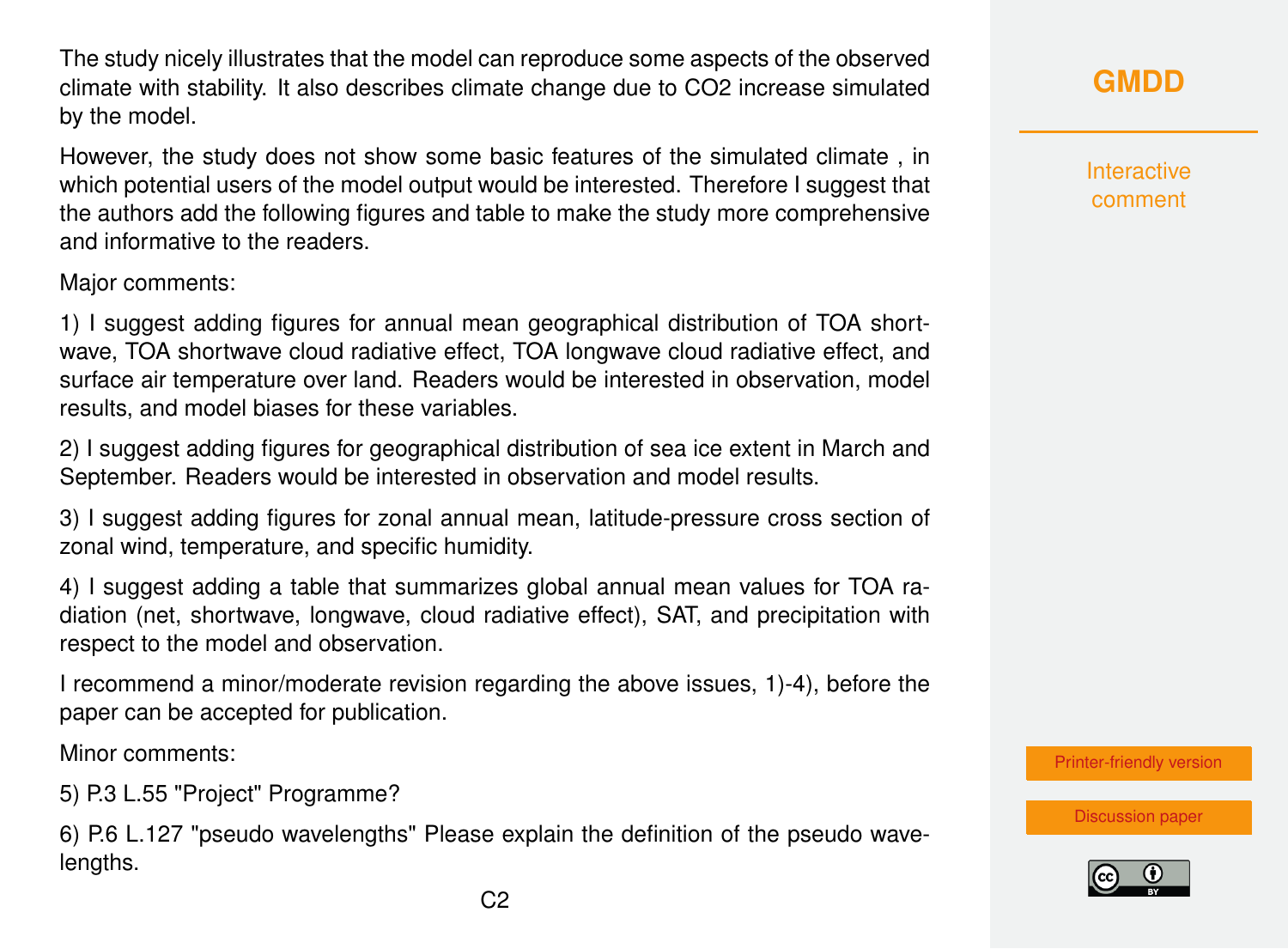The study nicely illustrates that the model can reproduce some aspects of the observed climate with stability. It also describes climate change due to $CO_2$ increase simulated by the model.

However, the study does not show some basic features of the simulated climate , in which potential users of the model output would be interested. Therefore I suggest that the authors add the following figures and table to make the study more comprehensive and informative to the readers.

Major comments:

1) I suggest adding figures for annual mean geographical distribution of TOA shortwave, TOA shortwave cloud radiative effect, TOA longwave cloud radiative effect, and surface air temperature over land. Readers would be interested in observation, model results, and model biases for these variables.

2) I suggest adding figures for geographical distribution of sea ice extent in March and September. Readers would be interested in observation and model results.

3) I suggest adding figures for zonal annual mean, latitude-pressure cross section of zonal wind, temperature, and specific humidity.

4) I suggest adding a table that summarizes global annual mean values for TOA radiation (net, shortwave, longwave, cloud radiative effect), SAT, and precipitation with respect to the model and observation.

I recommend a minor/moderate revision regarding the above issues, 1)-4), before the paper can be accepted for publication.

Minor comments:

5) P.3 L.55 "Project" Programme?

6) P.6 L.127 "pseudo wavelengths" Please explain the definition of the pseudo wavelengths.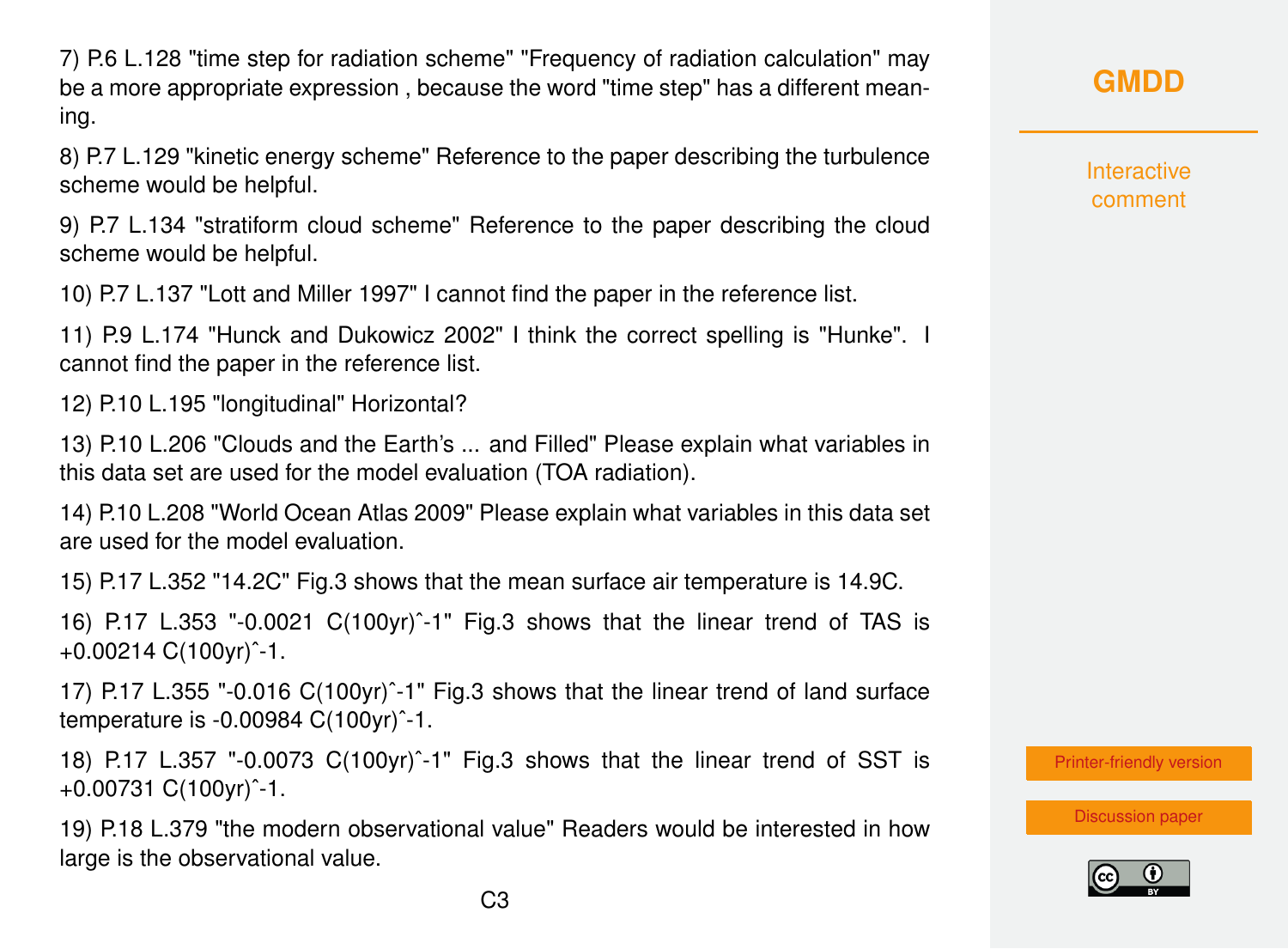7) P.6 L.128 "time step for radiation scheme" "Frequency of radiation calculation" may be a more appropriate expression , because the word "time step" has a different meaning.

8) P.7 L.129 "kinetic energy scheme" Reference to the paper describing the turbulence scheme would be helpful.

9) P.7 L.134 "stratiform cloud scheme" Reference to the paper describing the cloud scheme would be helpful.

10) P.7 L.137 "Lott and Miller 1997" I cannot find the paper in the reference list.

11) P.9 L.174 "Hunck and Dukowicz 2002" I think the correct spelling is "Hunke". I cannot find the paper in the reference list.

12) P.10 L.195 "longitudinal" Horizontal?

13) P.10 L.206 "Clouds and the Earth's ... and Filled" Please explain what variables in this data set are used for the model evaluation (TOA radiation).

14) P.10 L.208 "World Ocean Atlas 2009" Please explain what variables in this data set are used for the model evaluation.

15) P.17 L.352 "14.2C" Fig.3 shows that the mean surface air temperature is 14.9C.

16) P.17 L.353 "-0.0021 C(100yr)ˆ-1" Fig.3 shows that the linear trend of TAS is +0.00214 C(100yr)ˆ-1.

17) P.17 L.355 "-0.016 C(100yr)ˆ-1" Fig.3 shows that the linear trend of land surface temperature is -0.00984 C(100yr)ˆ-1.

18) P.17 L.357 "-0.0073 C(100yr)ˆ-1" Fig.3 shows that the linear trend of SST is +0.00731 C(100yr)ˆ-1.

19) P.18 L.379 "the modern observational value" Readers would be interested in how large is the observational value.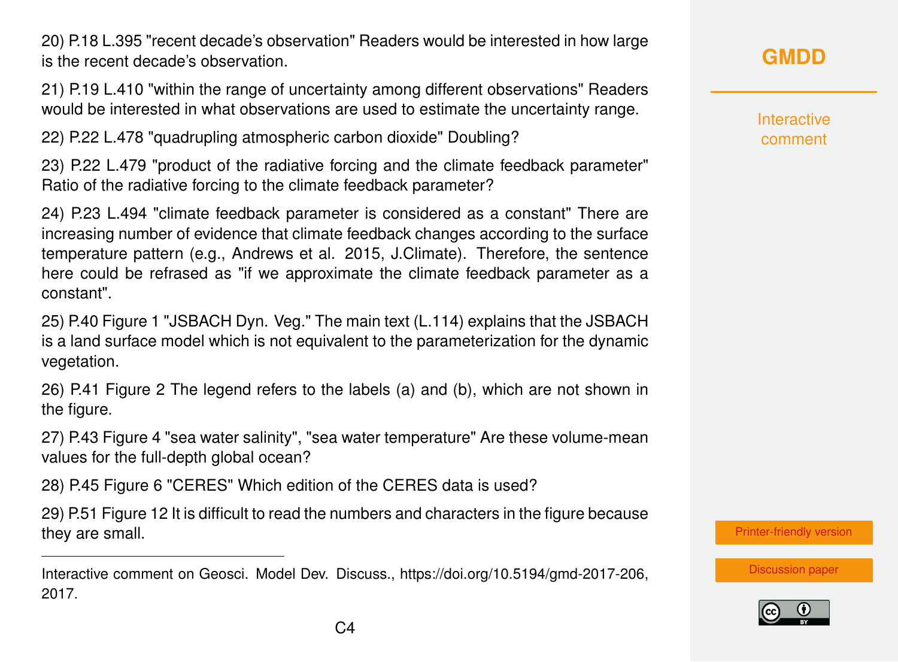20) P.18 L.395 "recent decade's observation" Readers would be interested in how large is the recent decade's observation.

21) P.19 L.410 "within the range of uncertainty among different observations" Readers would be interested in what observations are used to estimate the uncertainty range.

22) P.22 L.478 "quadrupling atmospheric carbon dioxide" Doubling?

23) P.22 L.479 "product of the radiative forcing and the climate feedback parameter" Ratio of the radiative forcing to the climate feedback parameter?

24) P.23 L.494 "climate feedback parameter is considered as a constant" There are increasing number of evidence that climate feedback changes according to the surface temperature pattern (e.g., Andrews et al. 2015, J.Climate). Therefore, the sentence here could be refrased as "if we approximate the climate feedback parameter as a constant".

25) P.40 Figure 1 "JSBACH Dyn. Veg." The main text (L.114) explains that the JSBACH is a land surface model which is not equivalent to the parameterization for the dynamic vegetation.

26) P.41 Figure 2 The legend refers to the labels (a) and (b), which are not shown in the figure.

27) P.43 Figure 4 "sea water salinity", "sea water temperature" Are these volume-mean values for the full-depth global ocean?

28) P.45 Figure 6 "CERES" Which edition of the CERES data is used?

29) P.51 Figure 12 It is difficult to read the numbers and characters in the figure because they are small.

---

Interactive comment on Geosci. Model Dev. Discuss., https://doi.org/10.5194/gmd-2017-206, 2017.